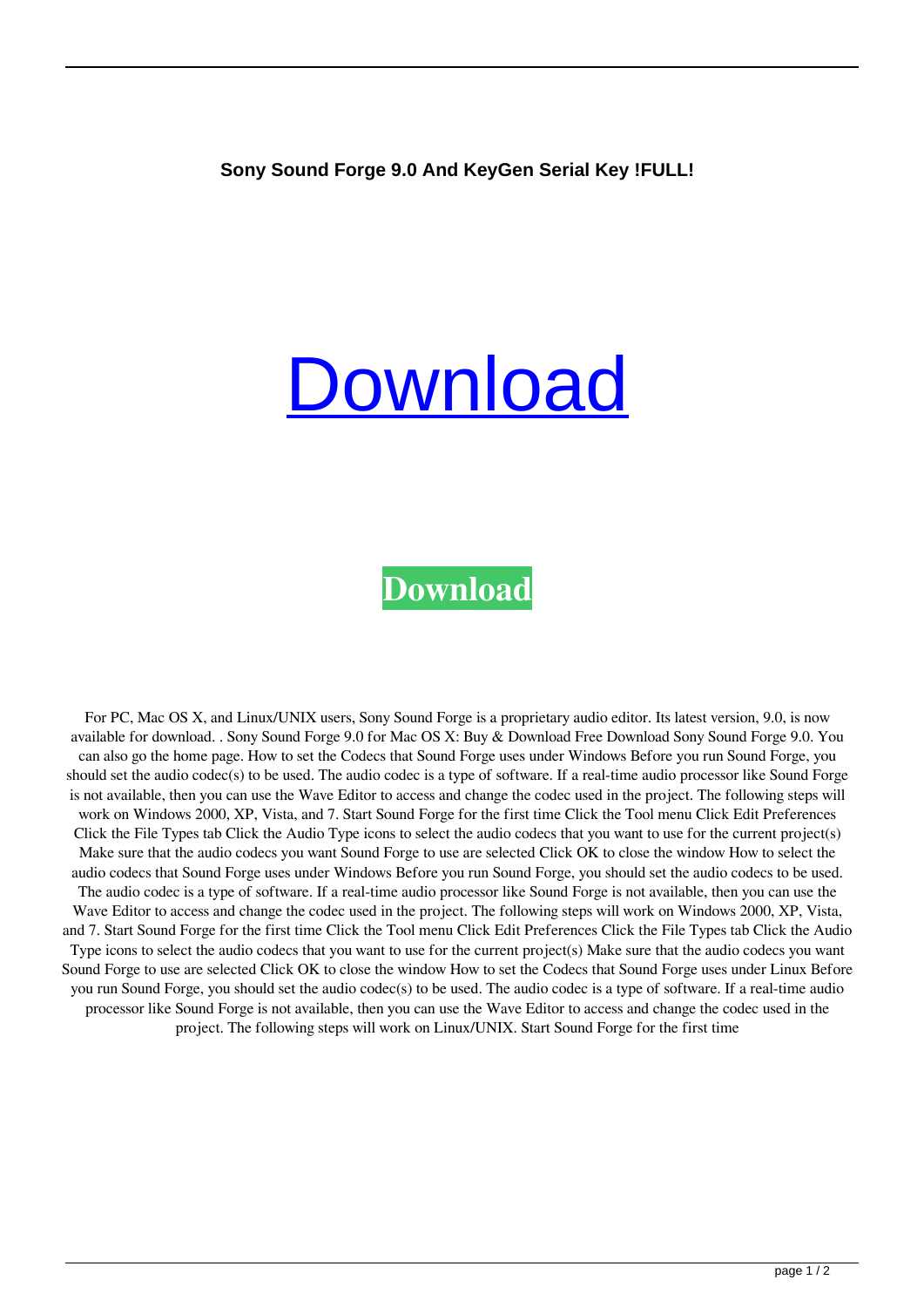**Sony Sound Forge 9.0 And KeyGen Serial Key !FULL!**

# Download

**Download**

For PC, Mac OS X, and Linux/UNIX users, Sony Sound Forge is a proprietary audio editor. Its latest version, 9.0, is now available for download. . Sony Sound Forge 9.0 for Mac OS X: Buy & Download Free Download Sony Sound Forge 9.0. You can also go the home page. How to set the Codecs that Sound Forge uses under Windows Before you run Sound Forge, you should set the audio codec(s) to be used. The audio codec is a type of software. If a real-time audio processor like Sound Forge is not available, then you can use the Wave Editor to access and change the codec used in the project. The following steps will work on Windows 2000, XP, Vista, and 7. Start Sound Forge for the first time Click the Tool menu Click Edit Preferences Click the File Types tab Click the Audio Type icons to select the audio codecs that you want to use for the current project(s) Make sure that the audio codecs you want Sound Forge to use are selected Click OK to close the window How to select the audio codecs that Sound Forge uses under Windows Before you run Sound Forge, you should set the audio codecs to be used. The audio codec is a type of software. If a real-time audio processor like Sound Forge is not available, then you can use the Wave Editor to access and change the codec used in the project. The following steps will work on Windows 2000, XP, Vista, and 7. Start Sound Forge for the first time Click the Tool menu Click Edit Preferences Click the File Types tab Click the Audio Type icons to select the audio codecs that you want to use for the current project(s) Make sure that the audio codecs you want Sound Forge to use are selected Click OK to close the window How to set the Codecs that Sound Forge uses under Linux Before you run Sound Forge, you should set the audio codec(s) to be used. The audio codec is a type of software. If a real-time audio processor like Sound Forge is not available, then you can use the Wave Editor to access and change the codec used in the project. The following steps will work on Linux/UNIX. Start Sound Forge for the first time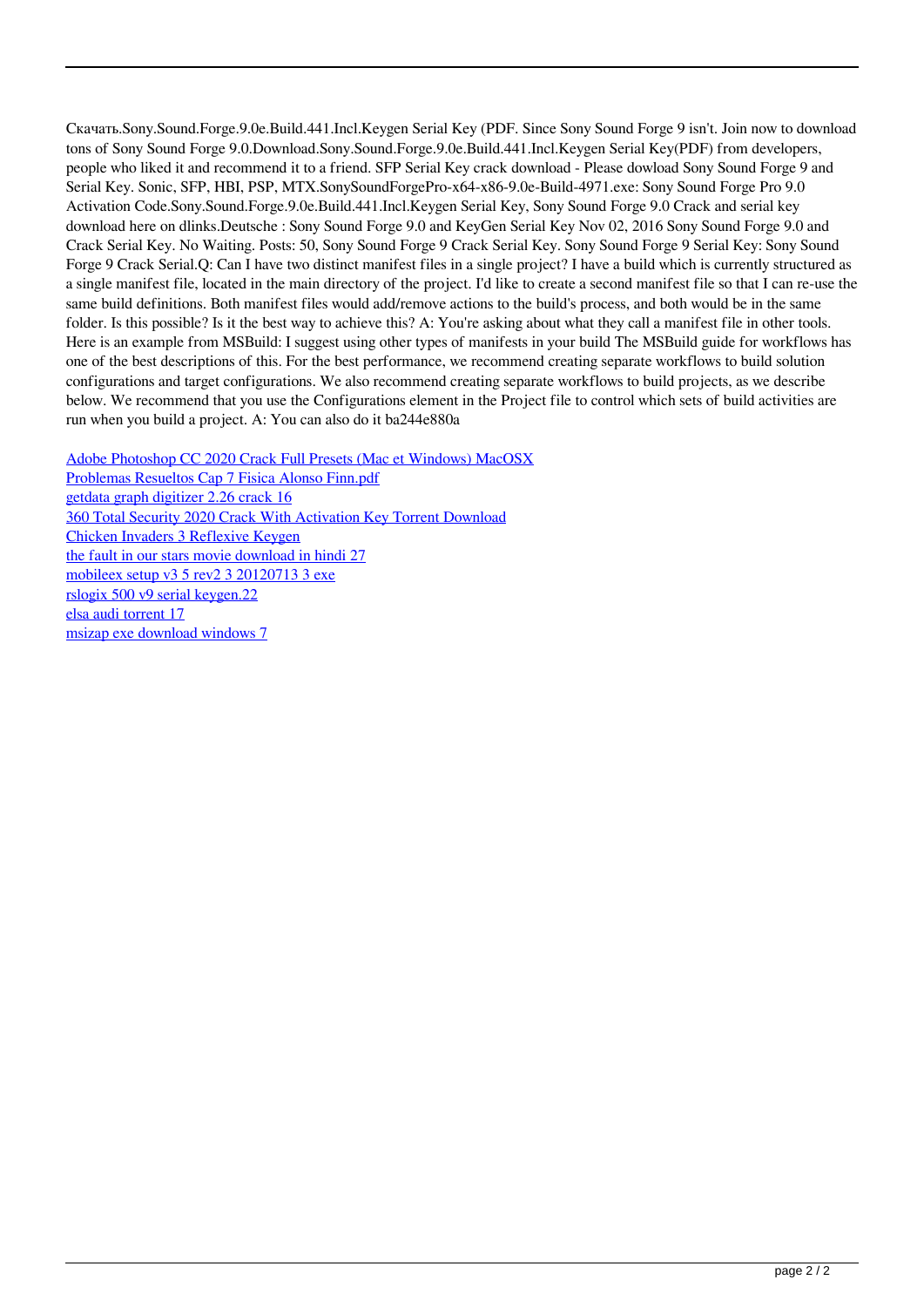Скачать.Sony.Sound.Forge.9.0e.Build.441.Incl.Keygen Serial Key (PDF. Since Sony Sound Forge 9 isn't. Join now to download tons of Sony Sound Forge 9.0.Download.Sony.Sound.Forge.9.0e.Build.441.Incl.Keygen Serial Key(PDF) from developers, people who liked it and recommend it to a friend. SFP Serial Key crack download - Please dowload Sony Sound Forge 9 and Serial Key. Sonic, SFP, HBI, PSP, MTX.SonySoundForgePro-x64-x86-9.0e-Build-4971.exe: Sony Sound Forge Pro 9.0 Activation Code.Sony.Sound.Forge.9.0e.Build.441.Incl.Keygen Serial Key, Sony Sound Forge 9.0 Crack and serial key download here on dlinks.Deutsche : Sony Sound Forge 9.0 and KeyGen Serial Key Nov 02, 2016 Sony Sound Forge 9.0 and Crack Serial Key. No Waiting. Posts: 50, Sony Sound Forge 9 Crack Serial Key. Sony Sound Forge 9 Serial Key: Sony Sound Forge 9 Crack Serial.Q: Can I have two distinct manifest files in a single project? I have a build which is currently structured as a single manifest file, located in the main directory of the project. I'd like to create a second manifest file so that I can re-use the same build definitions. Both manifest files would add/remove actions to the build's process, and both would be in the same folder. Is this possible? Is it the best way to achieve this? A: You're asking about what they call a manifest file in other tools. Here is an example from MSBuild: I suggest using other types of manifests in your build The MSBuild guide for workflows has one of the best descriptions of this. For the best performance, we recommend creating separate workflows to build solution configurations and target configurations. We also recommend creating separate workflows to build projects, as we describe below. We recommend that you use the Configurations element in the Project file to control which sets of build activities are run when you build a project. A: You can also do it ba244e880a

Adobe Photoshop CC 2020 Crack Full Presets (Mac et Windows) MacOSX
Problemas Resueltos Cap 7 Fisica Alonso Finn.pdf
getdata graph digitizer 2.26 crack 16
360 Total Security 2020 Crack With Activation Key Torrent Download
Chicken Invaders 3 Reflexive Keygen
the fault in our stars movie download in hindi 27
mobileex setup v3 5 rev2 3 20120713 3 exe
rslogix 500 v9 serial keygen.22
elsa audi torrent 17
msizap exe download windows 7